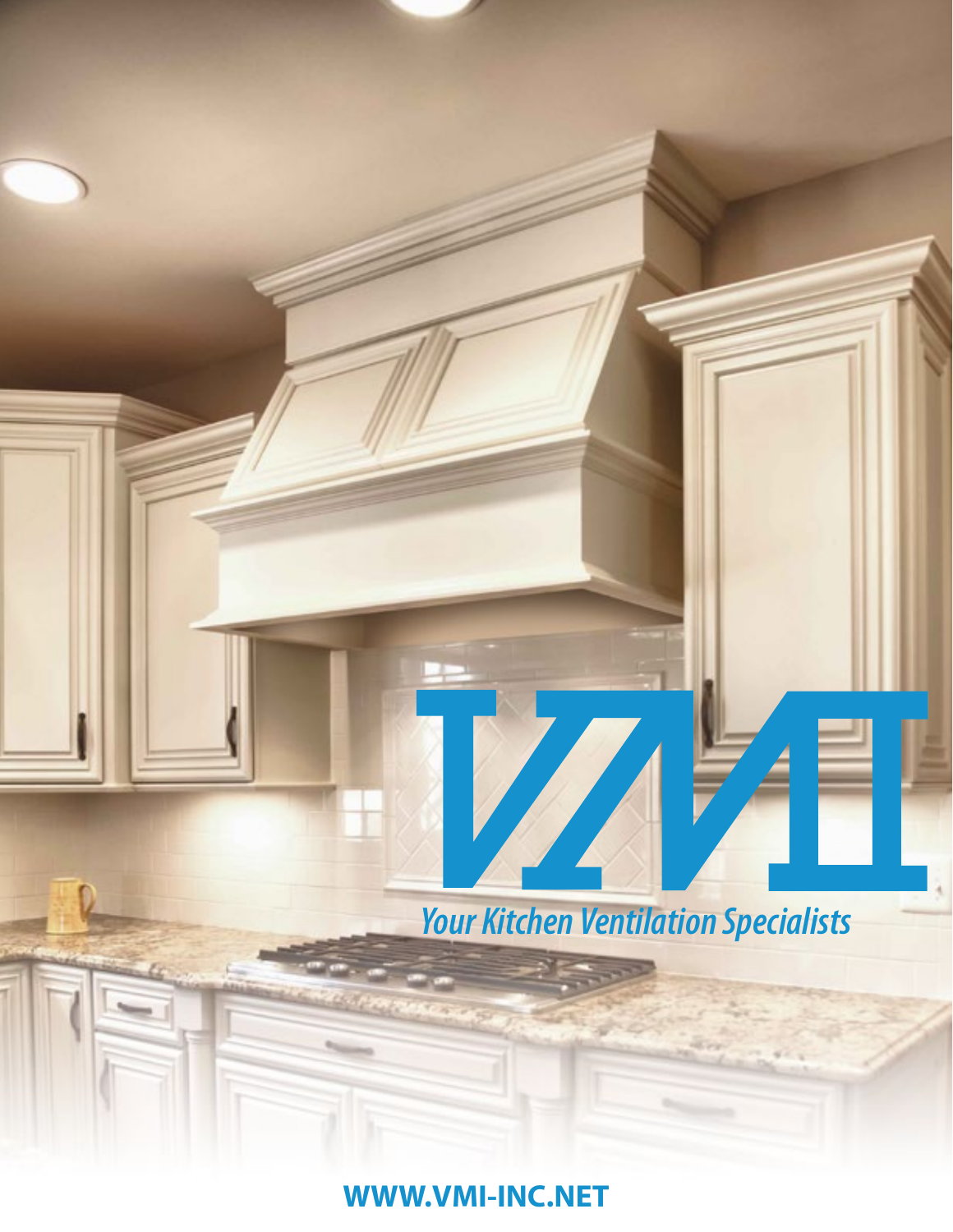# VMI

*Your Kitchen Ventilation Specialists*

**WWW.VMI-INC.NET**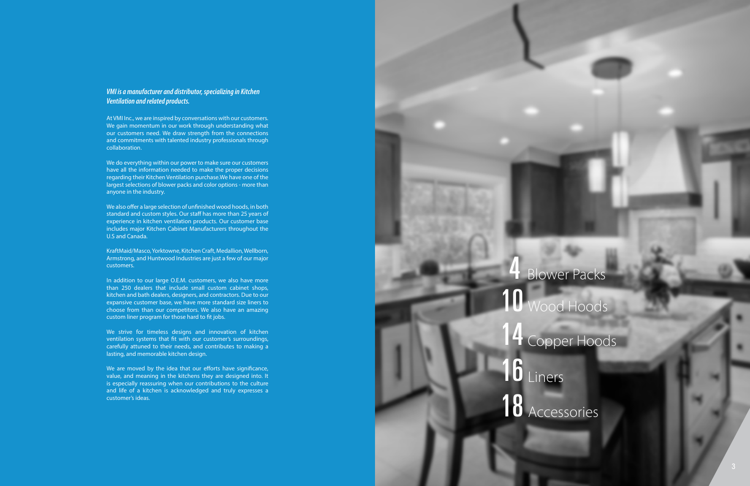***VMI is a manufacturer and distributor, specializing in Kitchen Ventilation and related products.***

At VMI Inc., we are inspired by conversations with our customers. We gain momentum in our work through understanding what our customers need. We draw strength from the connections and commitments with talented industry professionals through collaboration.

We do everything within our power to make sure our customers have all the information needed to make the proper decisions regarding their Kitchen Ventilation purchase.We have one of the largest selections of blower packs and color options - more than anyone in the industry.

We also offer a large selection of unfinished wood hoods, in both standard and custom styles. Our staff has more than 25 years of experience in kitchen ventilation products. Our customer base includes major Kitchen Cabinet Manufacturers throughout the U.S and Canada.

KraftMaid/Masco, Yorktowne, Kitchen Craft, Medallion, Wellborn, Armstrong, and Huntwood Industries are just a few of our major customers.

In addition to our large O.E.M. customers, we also have more than 250 dealers that include small custom cabinet shops, kitchen and bath dealers, designers, and contractors. Due to our expansive customer base, we have more standard size liners to choose from than our competitors. We also have an amazing custom liner program for those hard to fit jobs.

We strive for timeless designs and innovation of kitchen ventilation systems that fit with our customer's surroundings, carefully attuned to their needs, and contributes to making a lasting, and memorable kitchen design.

We are moved by the idea that our efforts have significance, value, and meaning in the kitchens they are designed into. It is especially reassuring when our contributions to the culture and life of a kitchen is acknowledged and truly expresses a customer's ideas.

4 Blower Packs

10 Wood Hoods

14 Copper Hoods

16 Liners

18 Accessories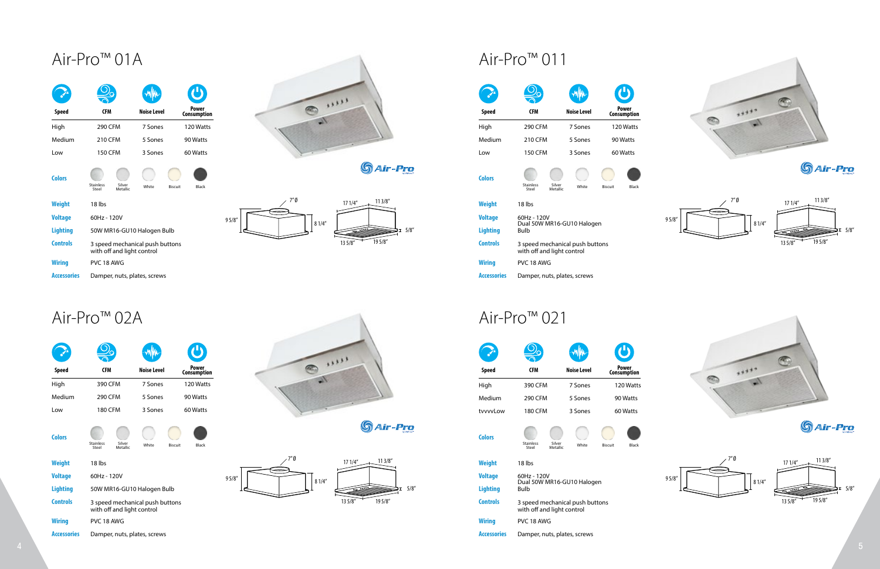# Air-Pro™ 01A

| Speed | CFM | Noise Level | Power Consumption |
|---|---|---|---|
| High | 290 CFM | 7 Sones | 120 Watts |
| Medium | 210 CFM | 5 Sones | 90 Watts |
| Low | 150 CFM | 3 Sones | 60 Watts |

**Colors** Stainless Steel, Silver Metallic, White, Biscuit, Black

**Weight** 18 lbs

**Voltage** 60Hz - 120V

**Lighting** 50W MR16-GU10 Halogen Bulb

**Controls** 3 speed mechanical push buttons with off and light control

**Wiring** PVC 18 AWG

**Accessories** Damper, nuts, plates, screws

7" Ø | 9 5/8" | 8 1/4" | 17 1/4" | 11 3/8" | 5/8" | 13 5/8" | 19 5/8"

# Air-Pro™ 02A

| Speed | CFM | Noise Level | Power Consumption |
|---|---|---|---|
| High | 390 CFM | 7 Sones | 120 Watts |
| Medium | 290 CFM | 5 Sones | 90 Watts |
| Low | 180 CFM | 3 Sones | 60 Watts |

**Colors** Stainless Steel, Silver Metallic, White, Biscuit, Black

**Weight** 18 lbs

**Voltage** 60Hz - 120V

**Lighting** 50W MR16-GU10 Halogen Bulb

**Controls** 3 speed mechanical push buttons with off and light control

**Wiring** PVC 18 AWG

**Accessories** Damper, nuts, plates, screws

7" Ø | 9 5/8" | 8 1/4" | 17 1/4" | 11 3/8" | 5/8" | 13 5/8" | 19 5/8"

# Air-Pro™ 011

| Speed | CFM | Noise Level | Power Consumption |
|---|---|---|---|
| High | 290 CFM | 7 Sones | 120 Watts |
| Medium | 210 CFM | 5 Sones | 90 Watts |
| Low | 150 CFM | 3 Sones | 60 Watts |

**Colors** Stainless Steel, Silver Metallic, White, Biscuit, Black

**Weight** 18 lbs

**Voltage** 60Hz - 120V

**Lighting** Dual 50W MR16-GU10 Halogen Bulb

**Controls** 3 speed mechanical push buttons with off and light control

**Wiring** PVC 18 AWG

**Accessories** Damper, nuts, plates, screws

7" Ø | 9 5/8" | 8 1/4" | 17 1/4" | 11 3/8" | 5/8" | 13 5/8" | 19 5/8"

# Air-Pro™ 021

| Speed | CFM | Noise Level | Power Consumption |
|---|---|---|---|
| High | 390 CFM | 7 Sones | 120 Watts |
| Medium | 290 CFM | 5 Sones | 90 Watts |
| tvvvvLow | 180 CFM | 3 Sones | 60 Watts |

**Colors** Stainless Steel, Silver Metallic, White, Biscuit, Black

**Weight** 18 lbs

**Voltage** 60Hz - 120V

**Lighting** Dual 50W MR16-GU10 Halogen Bulb

**Controls** 3 speed mechanical push buttons with off and light control

**Wiring** PVC 18 AWG

**Accessories** Damper, nuts, plates, screws

7" Ø | 9 5/8" | 8 1/4" | 17 1/4" | 11 3/8" | 5/8" | 13 5/8" | 19 5/8"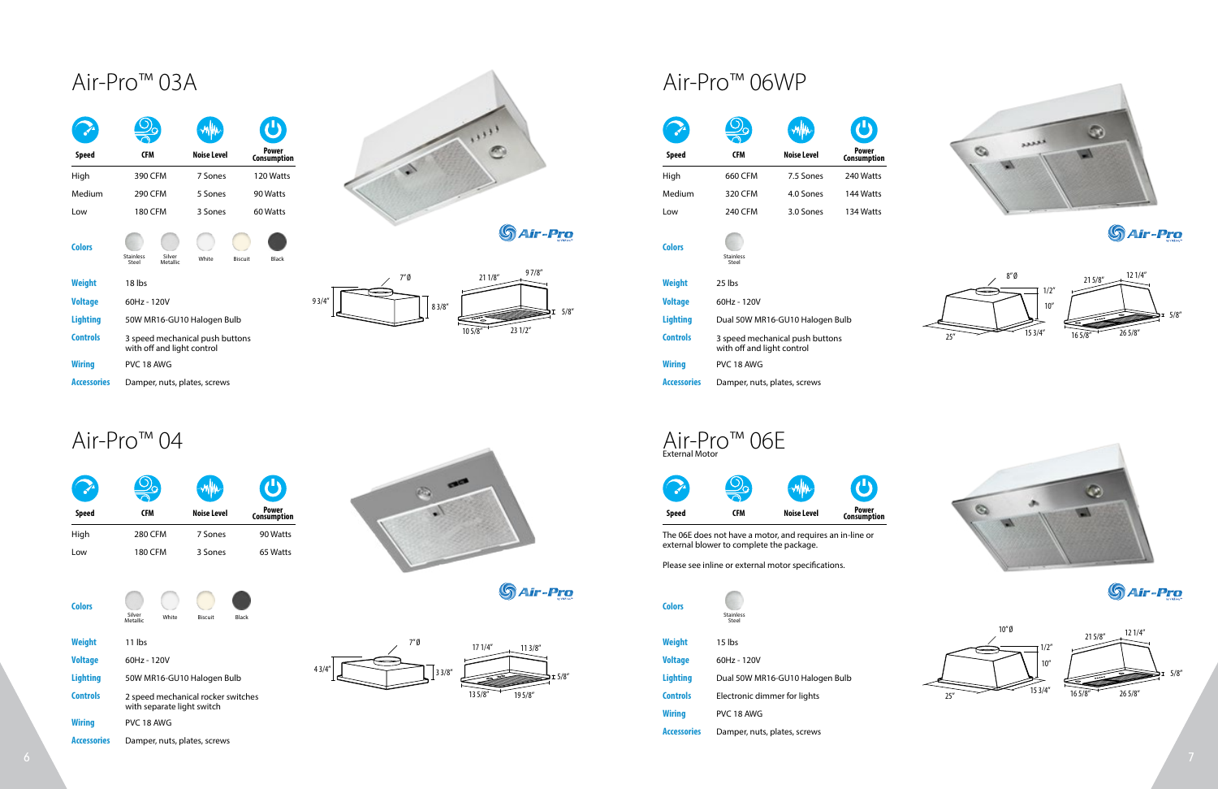# Air-Pro™ 03A

| Speed | CFM | Noise Level | Power Consumption |
|---|---|---|---|
| High | 390 CFM | 7 Sones | 120 Watts |
| Medium | 290 CFM | 5 Sones | 90 Watts |
| Low | 180 CFM | 3 Sones | 60 Watts |

**Colors:** Stainless Steel, Silver Metallic, White, Biscuit, Black

**Weight:** 18 lbs

**Voltage:** 60Hz - 120V

**Lighting:** 50W MR16-GU10 Halogen Bulb

**Controls:** 3 speed mechanical push buttons with off and light control

**Wiring:** PVC 18 AWG

**Accessories:** Damper, nuts, plates, screws

Dimensions: 7" Ø, 9 3/4", 8 3/8", 21 1/8", 9 7/8", 5/8", 10 5/8", 23 1/2"

# Air-Pro™ 04

| Speed | CFM | Noise Level | Power Consumption |
|---|---|---|---|
| High | 280 CFM | 7 Sones | 90 Watts |
| Low | 180 CFM | 3 Sones | 65 Watts |

**Colors:** Silver Metallic, White, Biscuit, Black

**Weight:** 11 lbs

**Voltage:** 60Hz - 120V

**Lighting:** 50W MR16-GU10 Halogen Bulb

**Controls:** 2 speed mechanical rocker switches with separate light switch

**Wiring:** PVC 18 AWG

**Accessories:** Damper, nuts, plates, screws

Dimensions: 7" Ø, 4 3/4", 3 3/8", 17 1/4", 11 3/8", 5/8", 13 5/8", 19 5/8"

# Air-Pro™ 06WP

| Speed | CFM | Noise Level | Power Consumption |
|---|---|---|---|
| High | 660 CFM | 7.5 Sones | 240 Watts |
| Medium | 320 CFM | 4.0 Sones | 144 Watts |
| Low | 240 CFM | 3.0 Sones | 134 Watts |

**Colors:** Stainless Steel

**Weight:** 25 lbs

**Voltage:** 60Hz - 120V

**Lighting:** Dual 50W MR16-GU10 Halogen Bulb

**Controls:** 3 speed mechanical push buttons with off and light control

**Wiring:** PVC 18 AWG

**Accessories:** Damper, nuts, plates, screws

Dimensions: 8" Ø, 1/2", 10", 25", 15 3/4", 21 5/8", 12 1/4", 5/8", 16 5/8", 26 5/8"

# Air-Pro™ 06E

External Motor

| Speed | CFM | Noise Level | Power Consumption |
|---|---|---|---|

The 06E does not have a motor, and requires an in-line or external blower to complete the package.

Please see inline or external motor specifications.

**Colors:** Stainless Steel

**Weight:** 15 lbs

**Voltage:** 60Hz - 120V

**Lighting:** Dual 50W MR16-GU10 Halogen Bulb

**Controls:** Electronic dimmer for lights

**Wiring:** PVC 18 AWG

**Accessories:** Damper, nuts, plates, screws

Dimensions: 10" Ø, 1/2", 10", 25", 15 3/4", 21 5/8", 12 1/4", 5/8", 16 5/8", 26 5/8"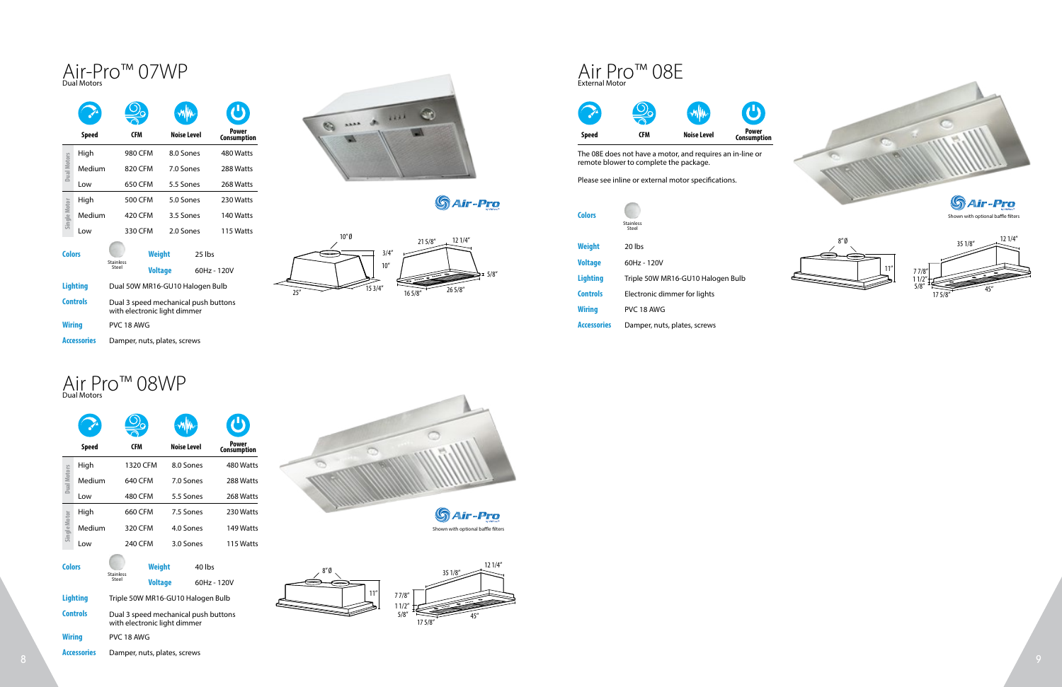# Air-Pro™ 07WP

Dual Motors

| | Speed | CFM | Noise Level | Power Consumption |
|---|---|---|---|---|
| Dual Motors | High | 980 CFM | 8.0 Sones | 480 Watts |
| | Medium | 820 CFM | 7.0 Sones | 288 Watts |
| | Low | 650 CFM | 5.5 Sones | 268 Watts |
| Single Motor | High | 500 CFM | 5.0 Sones | 230 Watts |
| | Medium | 420 CFM | 3.5 Sones | 140 Watts |
| | Low | 330 CFM | 2.0 Sones | 115 Watts |

**Colors** Stainless Steel

**Weight** 25 lbs

**Voltage** 60Hz - 120V

**Lighting** Dual 50W MR16-GU10 Halogen Bulb

**Controls** Dual 3 speed mechanical push buttons with electronic light dimmer

**Wiring** PVC 18 AWG

**Accessories** Damper, nuts, plates, screws

Dimensions: 10" Ø, 3/4", 10", 25", 15 3/4", 21 5/8", 12 1/4", 5/8", 16 5/8", 26 5/8"

# Air Pro™ 08WP

Dual Motors

| | Speed | CFM | Noise Level | Power Consumption |
|---|---|---|---|---|
| Dual Motors | High | 1320 CFM | 8.0 Sones | 480 Watts |
| | Medium | 640 CFM | 7.0 Sones | 288 Watts |
| | Low | 480 CFM | 5.5 Sones | 268 Watts |
| Single Motor | High | 660 CFM | 7.5 Sones | 230 Watts |
| | Medium | 320 CFM | 4.0 Sones | 149 Watts |
| | Low | 240 CFM | 3.0 Sones | 115 Watts |

**Colors** Stainless Steel

**Weight** 40 lbs

**Voltage** 60Hz - 120V

**Lighting** Triple 50W MR16-GU10 Halogen Bulb

**Controls** Dual 3 speed mechanical push buttons with electronic light dimmer

**Wiring** PVC 18 AWG

**Accessories** Damper, nuts, plates, screws

Shown with optional baffle filters

Dimensions: 8" Ø, 11", 35 1/8", 12 1/4", 7 7/8", 1 1/2", 5/8", 17 5/8", 45"

# Air Pro™ 08E

External Motor

| Speed | CFM | Noise Level | Power Consumption |
|---|---|---|---|

The 08E does not have a motor, and requires an in-line or remote blower to complete the package.

Please see inline or external motor specifications.

**Colors** Stainless Steel

**Weight** 20 lbs

**Voltage** 60Hz - 120V

**Lighting** Triple 50W MR16-GU10 Halogen Bulb

**Controls** Electronic dimmer for lights

**Wiring** PVC 18 AWG

**Accessories** Damper, nuts, plates, screws

Shown with optional baffle filters

Dimensions: 8" Ø, 11", 35 1/8", 12 1/4", 7 7/8", 1 1/2", 5/8", 17 5/8", 45"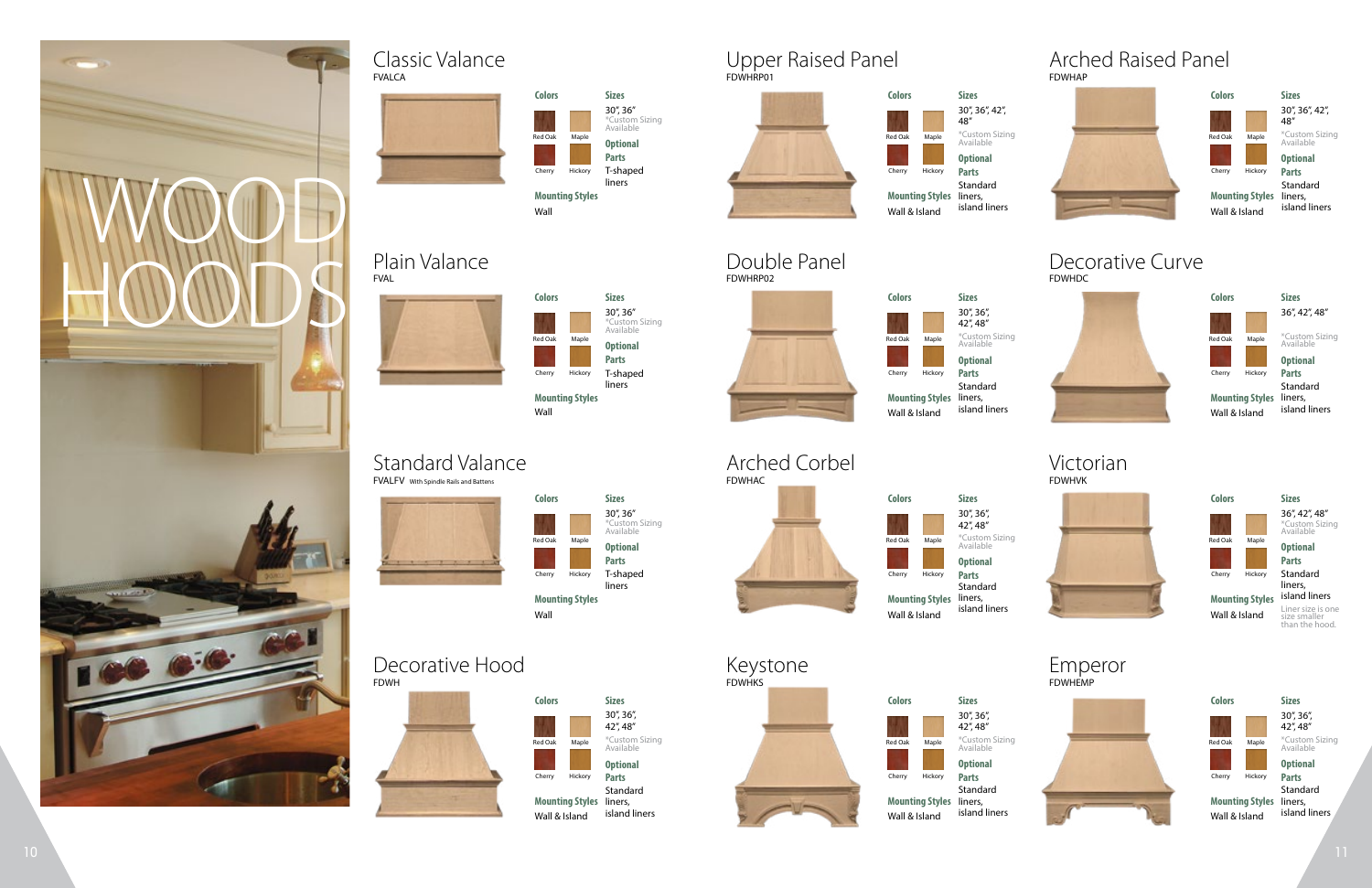# WOOD HOODS

## Classic Valance

FVALCA

**Colors**

Red Oak, Maple, Cherry, Hickory

**Sizes**

30", 36"
*Custom Sizing Available

**Optional Parts**

T-shaped liners

**Mounting Styles**

Wall

## Plain Valance

FVAL

**Colors**

Red Oak, Maple, Cherry, Hickory

**Sizes**

30", 36"
*Custom Sizing Available

**Optional Parts**

T-shaped liners

**Mounting Styles**

Wall

## Standard Valance

FVALFV With Spindle Rails and Battens

**Colors**

Red Oak, Maple, Cherry, Hickory

**Sizes**

30", 36"
*Custom Sizing Available

**Optional Parts**

T-shaped liners

**Mounting Styles**

Wall

## Decorative Hood

FDWH

**Colors**

Red Oak, Maple, Cherry, Hickory

**Sizes**

30", 36", 42", 48"
*Custom Sizing Available

**Optional Parts**

Standard liners, island liners

**Mounting Styles**

Wall & Island

## Upper Raised Panel

FDWHRP01

**Colors**

Red Oak, Maple, Cherry, Hickory

**Sizes**

30", 36", 42", 48"
*Custom Sizing Available

**Optional Parts**

Standard liners, island liners

**Mounting Styles**

Wall & Island

## Double Panel

FDWHRP02

**Colors**

Red Oak, Maple, Cherry, Hickory

**Sizes**

30", 36", 42", 48"
*Custom Sizing Available

**Optional Parts**

Standard liners, island liners

**Mounting Styles**

Wall & Island

## Arched Corbel

FDWHAC

**Colors**

Red Oak, Maple, Cherry, Hickory

**Sizes**

30", 36", 42", 48"
*Custom Sizing Available

**Optional Parts**

Standard liners, island liners

**Mounting Styles**

Wall & Island

## Keystone

FDWHKS

**Colors**

Red Oak, Maple, Cherry, Hickory

**Sizes**

30", 36", 42", 48"
*Custom Sizing Available

**Optional Parts**

Standard liners, island liners

**Mounting Styles**

Wall & Island

## Arched Raised Panel

FDWHAP

**Colors**

Red Oak, Maple, Cherry, Hickory

**Sizes**

30", 36", 42", 48"
*Custom Sizing Available

**Optional Parts**

Standard liners, island liners

**Mounting Styles**

Wall & Island

## Decorative Curve

FDWHDC

**Colors**

Red Oak, Maple, Cherry, Hickory

**Sizes**

36", 42", 48"
*Custom Sizing Available

**Optional Parts**

Standard liners, island liners

**Mounting Styles**

Wall & Island

## Victorian

FDWHVK

**Colors**

Red Oak, Maple, Cherry, Hickory

**Sizes**

36", 42", 48"
*Custom Sizing Available

**Optional Parts**

Standard liners, island liners

Liner size is one size smaller than the hood.

**Mounting Styles**

Wall & Island

## Emperor

FDWHEMP

**Colors**

Red Oak, Maple, Cherry, Hickory

**Sizes**

30", 36", 42", 48"
*Custom Sizing Available

**Optional Parts**

Standard liners, island liners

**Mounting Styles**

Wall & Island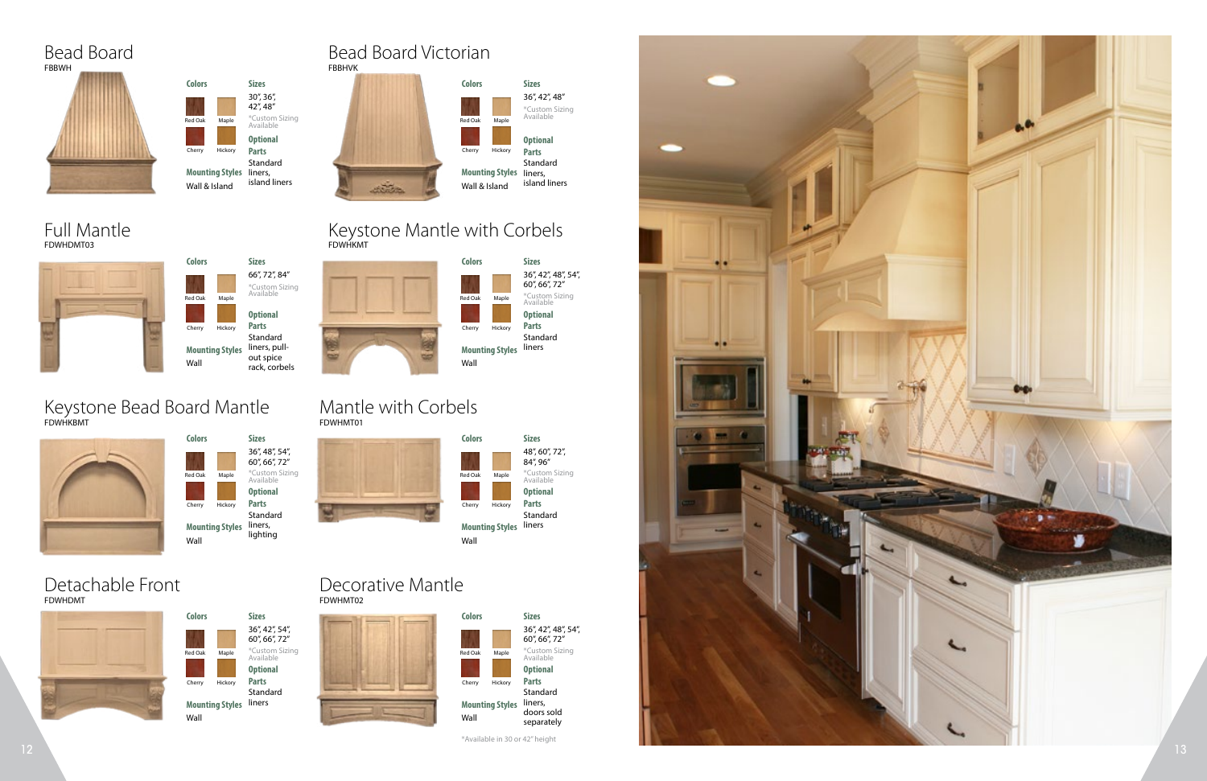## Bead Board

FBBWH

**Colors**

Red Oak, Maple, Cherry, Hickory

**Mounting Styles**

Wall & Island

**Sizes**

30", 36", 42", 48"

*Custom Sizing Available

**Optional Parts**

Standard liners, island liners

## Bead Board Victorian

FBBHVK

**Colors**

Red Oak, Maple, Cherry, Hickory

**Mounting Styles**

Wall & Island

**Sizes**

36", 42", 48"

*Custom Sizing Available

**Optional Parts**

Standard liners, island liners

## Full Mantle

FDWHDMT03

**Colors**

Red Oak, Maple, Cherry, Hickory

**Mounting Styles**

Wall

**Sizes**

66", 72", 84"

*Custom Sizing Available

**Optional Parts**

Standard liners, pull-out spice rack, corbels

## Keystone Mantle with Corbels

FDWHKMT

**Colors**

Red Oak, Maple, Cherry, Hickory

**Mounting Styles**

Wall

**Sizes**

36", 42", 48", 54", 60", 66", 72"

*Custom Sizing Available

**Optional Parts**

Standard liners

## Keystone Bead Board Mantle

FDWHKBMT

**Colors**

Red Oak, Maple, Cherry, Hickory

**Mounting Styles**

Wall

**Sizes**

36", 48", 54", 60", 66", 72"

*Custom Sizing Available

**Optional Parts**

Standard liners, lighting

## Mantle with Corbels

FDWHMT01

**Colors**

Red Oak, Maple, Cherry, Hickory

**Mounting Styles**

Wall

**Sizes**

48", 60", 72", 84", 96"

*Custom Sizing Available

**Optional Parts**

Standard liners

## Detachable Front

FDWHDMT

**Colors**

Red Oak, Maple, Cherry, Hickory

**Mounting Styles**

Wall

**Sizes**

36", 42", 54", 60", 66", 72"

*Custom Sizing Available

**Optional Parts**

Standard liners

## Decorative Mantle

FDWHMT02

**Colors**

Red Oak, Maple, Cherry, Hickory

**Mounting Styles**

Wall

**Sizes**

36", 42", 48", 54", 60", 66", 72"

*Custom Sizing Available

**Optional Parts**

Standard liners, doors sold separately

*Available in 30 or 42" height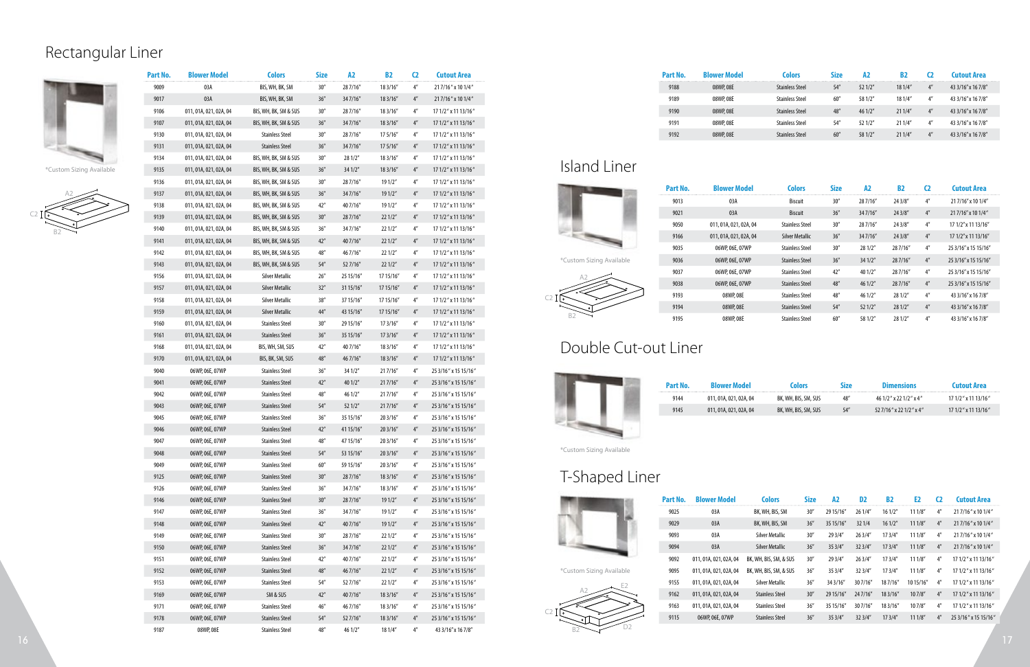# Rectangular Liner

*Custom Sizing Available

| Part No. | Blower Model | Colors | Size | A2 | B2 | C2 | Cutout Area |
|---|---|---|---|---|---|---|---|
| 9009 | 03A | BIS, WH, BK, SM | 30" | 28 7/16" | 18 3/16" | 4" | 21 7/16" x 10 1/4" |
| 9017 | 03A | BIS, WH, BK, SM | 36" | 34 7/16" | 18 3/16" | 4" | 21 7/16" x 10 1/4" |
| 9106 | 011, 01A, 021, 02A, 04 | BIS, WH, BK, SM & SUS | 30" | 28 7/16" | 18 3/16" | 4" | 17 1/2" x 11 13/16" |
| 9107 | 011, 01A, 021, 02A, 04 | BIS, WH, BK, SM & SUS | 36" | 34 7/16" | 18 3/16" | 4" | 17 1/2" x 11 13/16" |
| 9130 | 011, 01A, 021, 02A, 04 | Stainless Steel | 30" | 28 7/16" | 17 5/16" | 4" | 17 1/2" x 11 13/16" |
| 9131 | 011, 01A, 021, 02A, 04 | Stainless Steel | 36" | 34 7/16" | 17 5/16" | 4" | 17 1/2" x 11 13/16" |
| 9134 | 011, 01A, 021, 02A, 04 | BIS, WH, BK, SM & SUS | 30" | 28 1/2" | 18 3/16" | 4" | 17 1/2" x 11 13/16" |
| 9135 | 011, 01A, 021, 02A, 04 | BIS, WH, BK, SM & SUS | 36" | 34 1/2" | 18 3/16" | 4" | 17 1/2" x 11 13/16" |
| 9136 | 011, 01A, 021, 02A, 04 | BIS, WH, BK, SM & SUS | 30" | 28 7/16" | 19 1/2" | 4" | 17 1/2" x 11 13/16" |
| 9137 | 011, 01A, 021, 02A, 04 | BIS, WH, BK, SM & SUS | 36" | 34 7/16" | 19 1/2" | 4" | 17 1/2" x 11 13/16" |
| 9138 | 011, 01A, 021, 02A, 04 | BIS, WH, BK, SM & SUS | 42" | 40 7/16" | 19 1/2" | 4" | 17 1/2" x 11 13/16" |
| 9139 | 011, 01A, 021, 02A, 04 | BIS, WH, BK, SM & SUS | 30" | 28 7/16" | 22 1/2" | 4" | 17 1/2" x 11 13/16" |
| 9140 | 011, 01A, 021, 02A, 04 | BIS, WH, BK, SM & SUS | 36" | 34 7/16" | 22 1/2" | 4" | 17 1/2" x 11 13/16" |
| 9141 | 011, 01A, 021, 02A, 04 | BIS, WH, BK, SM & SUS | 42" | 40 7/16" | 22 1/2" | 4" | 17 1/2" x 11 13/16" |
| 9142 | 011, 01A, 021, 02A, 04 | BIS, WH, BK, SM & SUS | 48" | 46 7/16" | 22 1/2" | 4" | 17 1/2" x 11 13/16" |
| 9143 | 011, 01A, 021, 02A, 04 | BIS, WH, BK, SM & SUS | 54" | 52 7/16" | 22 1/2" | 4" | 17 1/2" x 11 13/16" |
| 9156 | 011, 01A, 021, 02A, 04 | Silver Metallic | 26" | 25 15/16" | 17 15/16" | 4" | 17 1/2" x 11 13/16" |
| 9157 | 011, 01A, 021, 02A, 04 | Silver Metallic | 32" | 31 15/16" | 17 15/16" | 4" | 17 1/2" x 11 13/16" |
| 9158 | 011, 01A, 021, 02A, 04 | Silver Metallic | 38" | 37 15/16" | 17 15/16" | 4" | 17 1/2" x 11 13/16" |
| 9159 | 011, 01A, 021, 02A, 04 | Silver Metallic | 44" | 43 15/16" | 17 15/16" | 4" | 17 1/2" x 11 13/16" |
| 9160 | 011, 01A, 021, 02A, 04 | Stainless Steel | 30" | 29 15/16" | 17 3/16" | 4" | 17 1/2" x 11 13/16" |
| 9161 | 011, 01A, 021, 02A, 04 | Stainless Steel | 36" | 35 15/16" | 17 3/16" | 4" | 17 1/2" x 11 13/16" |
| 9168 | 011, 01A, 021, 02A, 04 | BIS, WH, SM, SUS | 42" | 40 7/16" | 18 3/16" | 4" | 17 1/2" x 11 13/16" |
| 9170 | 011, 01A, 021, 02A, 04 | BIS, BK, SM, SUS | 48" | 46 7/16" | 18 3/16" | 4" | 17 1/2" x 11 13/16" |
| 9040 | 06WP, 06E, 07WP | Stainless Steel | 36" | 34 1/2" | 21 7/16" | 4" | 25 3/16" x 15 15/16" |
| 9041 | 06WP, 06E, 07WP | Stainless Steel | 42" | 40 1/2" | 21 7/16" | 4" | 25 3/16" x 15 15/16" |
| 9042 | 06WP, 06E, 07WP | Stainless Steel | 48" | 46 1/2" | 21 7/16" | 4" | 25 3/16" x 15 15/16" |
| 9043 | 06WP, 06E, 07WP | Stainless Steel | 54" | 52 1/2" | 21 7/16" | 4" | 25 3/16" x 15 15/16" |
| 9045 | 06WP, 06E, 07WP | Stainless Steel | 36" | 35 15/16" | 20 3/16" | 4" | 25 3/16" x 15 15/16" |
| 9046 | 06WP, 06E, 07WP | Stainless Steel | 42" | 41 15/16" | 20 3/16" | 4" | 25 3/16" x 15 15/16" |
| 9047 | 06WP, 06E, 07WP | Stainless Steel | 48" | 47 15/16" | 20 3/16" | 4" | 25 3/16" x 15 15/16" |
| 9048 | 06WP, 06E, 07WP | Stainless Steel | 54" | 53 15/16" | 20 3/16" | 4" | 25 3/16" x 15 15/16" |
| 9049 | 06WP, 06E, 07WP | Stainless Steel | 60" | 59 15/16" | 20 3/16" | 4" | 25 3/16" x 15 15/16" |
| 9125 | 06WP, 06E, 07WP | Stainless Steel | 30" | 28 7/16" | 18 3/16" | 4" | 25 3/16" x 15 15/16" |
| 9126 | 06WP, 06E, 07WP | Stainless Steel | 36" | 34 7/16" | 18 3/16" | 4" | 25 3/16" x 15 15/16" |
| 9146 | 06WP, 06E, 07WP | Stainless Steel | 30" | 28 7/16" | 19 1/2" | 4" | 25 3/16" x 15 15/16" |
| 9147 | 06WP, 06E, 07WP | Stainless Steel | 36" | 34 7/16" | 19 1/2" | 4" | 25 3/16" x 15 15/16" |
| 9148 | 06WP, 06E, 07WP | Stainless Steel | 42" | 40 7/16" | 19 1/2" | 4" | 25 3/16" x 15 15/16" |
| 9149 | 06WP, 06E, 07WP | Stainless Steel | 30" | 28 7/16" | 22 1/2" | 4" | 25 3/16" x 15 15/16" |
| 9150 | 06WP, 06E, 07WP | Stainless Steel | 36" | 34 7/16" | 22 1/2" | 4" | 25 3/16" x 15 15/16" |
| 9151 | 06WP, 06E, 07WP | Stainless Steel | 42" | 40 7/16" | 22 1/2" | 4" | 25 3/16" x 15 15/16" |
| 9152 | 06WP, 06E, 07WP | Stainless Steel | 48" | 46 7/16" | 22 1/2" | 4" | 25 3/16" x 15 15/16" |
| 9153 | 06WP, 06E, 07WP | Stainless Steel | 54" | 52 7/16" | 22 1/2" | 4" | 25 3/16" x 15 15/16" |
| 9169 | 06WP, 06E, 07WP | SM & SUS | 42" | 40 7/16" | 18 3/16" | 4" | 25 3/16" x 15 15/16" |
| 9171 | 06WP, 06E, 07WP | Stainless Steel | 46" | 46 7/16" | 18 3/16" | 4" | 25 3/16" x 15 15/16" |
| 9178 | 06WP, 06E, 07WP | Stainless Steel | 54" | 52 7/16" | 18 3/16" | 4" | 25 3/16" x 15 15/16" |
| 9187 | 08WP, 08E | Stainless Steel | 48" | 46 1/2" | 18 1/4" | 4" | 43 3/16" x 16 7/8" |
| 9188 | 08WP, 08E | Stainless Steel | 54" | 52 1/2" | 18 1/4" | 4" | 43 3/16" x 16 7/8" |
| 9189 | 08WP, 08E | Stainless Steel | 60" | 58 1/2" | 18 1/4" | 4" | 43 3/16" x 16 7/8" |
| 9190 | 08WP, 08E | Stainless Steel | 48" | 46 1/2" | 21 1/4" | 4" | 43 3/16" x 16 7/8" |
| 9191 | 08WP, 08E | Stainless Steel | 54" | 52 1/2" | 21 1/4" | 4" | 43 3/16" x 16 7/8" |
| 9192 | 08WP, 08E | Stainless Steel | 60" | 58 1/2" | 21 1/4" | 4" | 43 3/16" x 16 7/8" |

# Island Liner

*Custom Sizing Available

| Part No. | Blower Model | Colors | Size | A2 | B2 | C2 | Cutout Area |
|---|---|---|---|---|---|---|---|
| 9013 | 03A | Biscuit | 30" | 28 7/16" | 24 3/8" | 4" | 21 7/16" x 10 1/4" |
| 9021 | 03A | Biscuit | 36" | 34 7/16" | 24 3/8" | 4" | 21 7/16" x 10 1/4" |
| 9050 | 011, 01A, 021, 02A, 04 | Stainless Steel | 30" | 28 7/16" | 24 3/8" | 4" | 17 1/2" x 11 13/16" |
| 9166 | 011, 01A, 021, 02A, 04 | Silver Metallic | 36" | 34 7/16" | 24 3/8" | 4" | 17 1/2" x 11 13/16" |
| 9035 | 06WP, 06E, 07WP | Stainless Steel | 30" | 28 1/2" | 28 7/16" | 4" | 25 3/16" x 15 15/16" |
| 9036 | 06WP, 06E, 07WP | Stainless Steel | 36" | 34 1/2" | 28 7/16" | 4" | 25 3/16" x 15 15/16" |
| 9037 | 06WP, 06E, 07WP | Stainless Steel | 42" | 40 1/2" | 28 7/16" | 4" | 25 3/16" x 15 15/16" |
| 9038 | 06WP, 06E, 07WP | Stainless Steel | 48" | 46 1/2" | 28 7/16" | 4" | 25 3/16" x 15 15/16" |
| 9193 | 08WP, 08E | Stainless Steel | 48" | 46 1/2" | 28 1/2" | 4" | 43 3/16" x 16 7/8" |
| 9194 | 08WP, 08E | Stainless Steel | 54" | 52 1/2" | 28 1/2" | 4" | 43 3/16" x 16 7/8" |
| 9195 | 08WP, 08E | Stainless Steel | 60" | 58 1/2" | 28 1/2" | 4" | 43 3/16" x 16 7/8" |

# Double Cut-out Liner

*Custom Sizing Available

| Part No. | Blower Model | Colors | Size | Dimensions | Cutout Area |
|---|---|---|---|---|---|
| 9144 | 011, 01A, 021, 02A, 04 | BK, WH, BIS, SM, SUS | 48" | 46 1/2" x 22 1/2" x 4" | 17 1/2" x 11 13/16" |
| 9145 | 011, 01A, 021, 02A, 04 | BK, WH, BIS, SM, SUS | 54" | 52 7/16" x 22 1/2" x 4" | 17 1/2" x 11 13/16" |

# T-Shaped Liner

*Custom Sizing Available

| Part No. | Blower Model | Colors | Size | A2 | D2 | B2 | E2 | C2 | Cutout Area |
|---|---|---|---|---|---|---|---|---|---|
| 9025 | 03A | BK, WH, BIS, SM | 30" | 29 15/16" | 26 1/4" | 16 1/2" | 11 1/8" | 4" | 21 7/16" x 10 1/4" |
| 9029 | 03A | BK, WH, BIS, SM | 36" | 35 15/16" | 32 1/4 | 16 1/2" | 11 1/8" | 4" | 21 7/16" x 10 1/4" |
| 9093 | 03A | Silver Metallic | 30" | 29 3/4" | 26 3/4" | 17 3/4" | 11 1/8" | 4" | 21 7/16" x 10 1/4" |
| 9094 | 03A | Silver Metallic | 36" | 35 3/4" | 32 3/4" | 17 3/4" | 11 1/8" | 4" | 21 7/16" x 10 1/4" |
| 9092 | 011, 01A, 021, 02A, 04 | BK, WH, BIS, SM, & SUS | 30" | 29 3/4" | 26 3/4" | 17 3/4" | 11 1/8" | 4" | 17 1/2" x 11 13/16" |
| 9095 | 011, 01A, 021, 02A, 04 | BK, WH, BIS, SM, & SUS | 36" | 35 3/4" | 32 3/4" | 17 3/4" | 11 1/8" | 4" | 17 1/2" x 11 13/16" |
| 9155 | 011, 01A, 021, 02A, 04 | Silver Metallic | 36" | 34 3/16" | 30 7/16" | 18 7/16" | 10 15/16" | 4" | 17 1/2" x 11 13/16" |
| 9162 | 011, 01A, 021, 02A, 04 | Stainless Steel | 30" | 29 15/16" | 24 7/16" | 18 3/16" | 10 7/8" | 4" | 17 1/2" x 11 13/16" |
| 9163 | 011, 01A, 021, 02A, 04 | Stainless Steel | 36" | 35 15/16" | 30 7/16" | 18 3/16" | 10 7/8" | 4" | 17 1/2" x 11 13/16" |
| 9115 | 06WP, 06E, 07WP | Stainless Steel | 36" | 35 3/4" | 32 3/4" | 17 3/4" | 11 1/8" | 4" | 25 3/16" x 15 15/16" |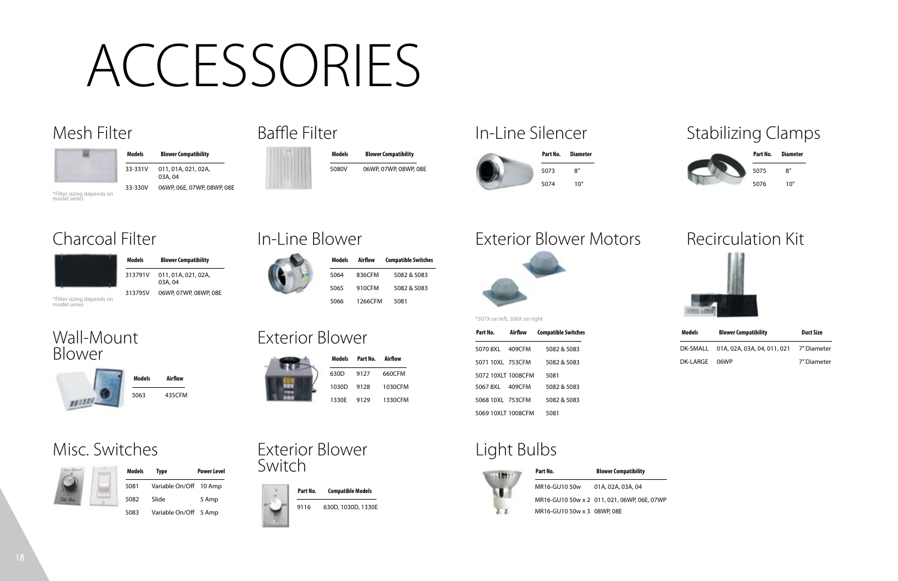# ACCESSORIES

## Mesh Filter

| Models | Blower Compatibility |
| --- | --- |
| 33-331V | 011, 01A, 021, 02A, 03A, 04 |
| 33-330V | 06WP, 06E, 07WP, 08WP, 08E |

*Filter sizing depends on model series

## Baffle Filter

| Models | Blower Compatibility |
| --- | --- |
| 5080V | 06WP, 07WP, 08WP, 08E |

## In-Line Silencer

| Part No. | Diameter |
| --- | --- |
| 5073 | 8" |
| 5074 | 10" |

## Stabilizing Clamps

| Part No. | Diameter |
| --- | --- |
| 5075 | 8" |
| 5076 | 10" |

## Charcoal Filter

| Models | Blower Compatibility |
| --- | --- |
| 313791V | 011, 01A, 021, 02A, 03A, 04 |
| 313795V | 06WP, 07WP, 08WP, 08E |

*Filter sizing depends on model series

## In-Line Blower

| Models | Airflow | Compatible Switches |
| --- | --- | --- |
| 5064 | 836CFM | 5082 & 5083 |
| 5065 | 910CFM | 5082 & 5083 |
| 5066 | 1266CFM | 5081 |

## Exterior Blower Motors

*507X on left, 506X on right

| Part No. | Airflow | Compatible Switches |
| --- | --- | --- |
| 5070 8XL | 409CFM | 5082 & 5083 |
| 5071 10XL | 753CFM | 5082 & 5083 |
| 5072 10XLT | 1008CFM | 5081 |
| 5067 8XL | 409CFM | 5082 & 5083 |
| 5068 10XL | 753CFM | 5082 & 5083 |
| 5069 10XLT | 1008CFM | 5081 |

## Recirculation Kit

| Models | Blower Compatibility | Duct Size |
| --- | --- | --- |
| DK-SMALL | 01A, 02A, 03A, 04, 011, 021 | 7" Diameter |
| DK-LARGE | 06WP | 7" Diameter |

## Wall-Mount Blower

| Models | Airflow |
| --- | --- |
| 5063 | 435CFM |

## Exterior Blower

| Models | Part No. | Airflow |
| --- | --- | --- |
| 630D | 9127 | 660CFM |
| 1030D | 9128 | 1030CFM |
| 1330E | 9129 | 1330CFM |

## Misc. Switches

| Models | Type | Power Level |
| --- | --- | --- |
| 5081 | Variable On/Off | 10 Amp |
| 5082 | Slide | 5 Amp |
| 5083 | Variable On/Off | 5 Amp |

## Exterior Blower Switch

| Part No. | Compatible Models |
| --- | --- |
| 9116 | 630D, 1030D, 1330E |

## Light Bulbs

| Part No. | Blower Compatibility |
| --- | --- |
| MR16-GU10 50w | 01A, 02A, 03A, 04 |
| MR16-GU10 50w x 2 | 011, 021, 06WP, 06E, 07WP |
| MR16-GU10 50w x 3 | 08WP, 08E |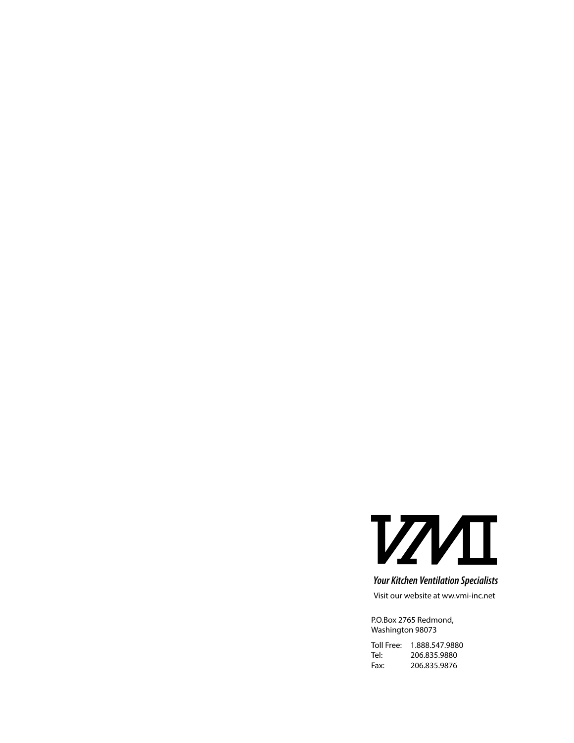VMI

***Your Kitchen Ventilation Specialists***

Visit our website at ww.vmi-inc.net

P.O.Box 2765 Redmond,
Washington 98073

| | |
|---|---|
| Toll Free: | 1.888.547.9880 |
| Tel: | 206.835.9880 |
| Fax: | 206.835.9876 |